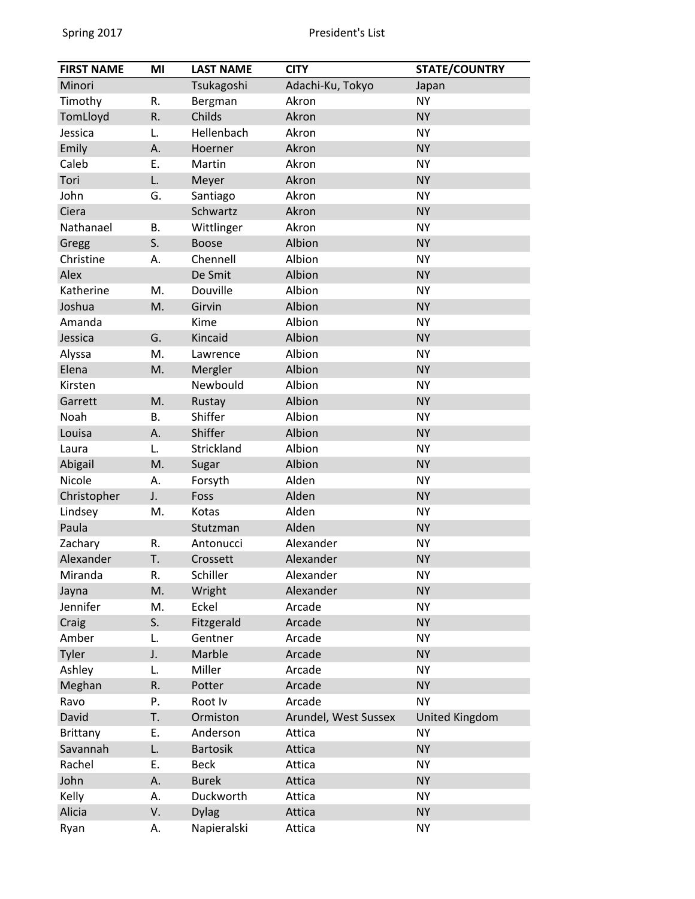# President's List

Spring 2017

| FIRST NAME | MI | LAST NAME | CITY | STATE/COUNTRY |
|---|---|---|---|---|
| Minori | | Tsukagoshi | Adachi-Ku, Tokyo | Japan |
| Timothy | R. | Bergman | Akron | NY |
| TomLloyd | R. | Childs | Akron | NY |
| Jessica | L. | Hellenbach | Akron | NY |
| Emily | A. | Hoerner | Akron | NY |
| Caleb | E. | Martin | Akron | NY |
| Tori | L. | Meyer | Akron | NY |
| John | G. | Santiago | Akron | NY |
| Ciera | | Schwartz | Akron | NY |
| Nathanael | B. | Wittlinger | Akron | NY |
| Gregg | S. | Boose | Albion | NY |
| Christine | A. | Chennell | Albion | NY |
| Alex | | De Smit | Albion | NY |
| Katherine | M. | Douville | Albion | NY |
| Joshua | M. | Girvin | Albion | NY |
| Amanda | | Kime | Albion | NY |
| Jessica | G. | Kincaid | Albion | NY |
| Alyssa | M. | Lawrence | Albion | NY |
| Elena | M. | Mergler | Albion | NY |
| Kirsten | | Newbould | Albion | NY |
| Garrett | M. | Rustay | Albion | NY |
| Noah | B. | Shiffer | Albion | NY |
| Louisa | A. | Shiffer | Albion | NY |
| Laura | L. | Strickland | Albion | NY |
| Abigail | M. | Sugar | Albion | NY |
| Nicole | A. | Forsyth | Alden | NY |
| Christopher | J. | Foss | Alden | NY |
| Lindsey | M. | Kotas | Alden | NY |
| Paula | | Stutzman | Alden | NY |
| Zachary | R. | Antonucci | Alexander | NY |
| Alexander | T. | Crossett | Alexander | NY |
| Miranda | R. | Schiller | Alexander | NY |
| Jayna | M. | Wright | Alexander | NY |
| Jennifer | M. | Eckel | Arcade | NY |
| Craig | S. | Fitzgerald | Arcade | NY |
| Amber | L. | Gentner | Arcade | NY |
| Tyler | J. | Marble | Arcade | NY |
| Ashley | L. | Miller | Arcade | NY |
| Meghan | R. | Potter | Arcade | NY |
| Ravo | P. | Root Iv | Arcade | NY |
| David | T. | Ormiston | Arundel, West Sussex | United Kingdom |
| Brittany | E. | Anderson | Attica | NY |
| Savannah | L. | Bartosik | Attica | NY |
| Rachel | E. | Beck | Attica | NY |
| John | A. | Burek | Attica | NY |
| Kelly | A. | Duckworth | Attica | NY |
| Alicia | V. | Dylag | Attica | NY |
| Ryan | A. | Napieralski | Attica | NY |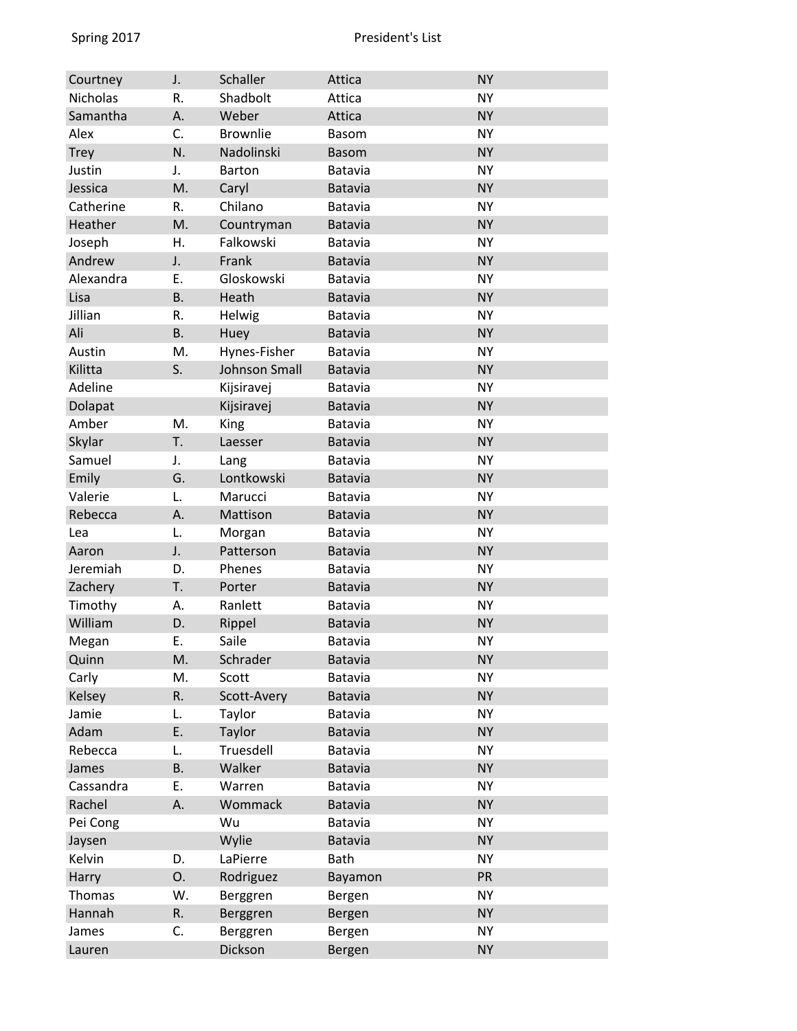| | | | | |
|---|---|---|---|---|
| Courtney | J. | Schaller | Attica | NY |
| Nicholas | R. | Shadbolt | Attica | NY |
| Samantha | A. | Weber | Attica | NY |
| Alex | C. | Brownlie | Basom | NY |
| Trey | N. | Nadolinski | Basom | NY |
| Justin | J. | Barton | Batavia | NY |
| Jessica | M. | Caryl | Batavia | NY |
| Catherine | R. | Chilano | Batavia | NY |
| Heather | M. | Countryman | Batavia | NY |
| Joseph | H. | Falkowski | Batavia | NY |
| Andrew | J. | Frank | Batavia | NY |
| Alexandra | E. | Gloskowski | Batavia | NY |
| Lisa | B. | Heath | Batavia | NY |
| Jillian | R. | Helwig | Batavia | NY |
| Ali | B. | Huey | Batavia | NY |
| Austin | M. | Hynes-Fisher | Batavia | NY |
| Kilitta | S. | Johnson Small | Batavia | NY |
| Adeline | | Kijsiravej | Batavia | NY |
| Dolapat | | Kijsiravej | Batavia | NY |
| Amber | M. | King | Batavia | NY |
| Skylar | T. | Laesser | Batavia | NY |
| Samuel | J. | Lang | Batavia | NY |
| Emily | G. | Lontkowski | Batavia | NY |
| Valerie | L. | Marucci | Batavia | NY |
| Rebecca | A. | Mattison | Batavia | NY |
| Lea | L. | Morgan | Batavia | NY |
| Aaron | J. | Patterson | Batavia | NY |
| Jeremiah | D. | Phenes | Batavia | NY |
| Zachery | T. | Porter | Batavia | NY |
| Timothy | A. | Ranlett | Batavia | NY |
| William | D. | Rippel | Batavia | NY |
| Megan | E. | Saile | Batavia | NY |
| Quinn | M. | Schrader | Batavia | NY |
| Carly | M. | Scott | Batavia | NY |
| Kelsey | R. | Scott-Avery | Batavia | NY |
| Jamie | L. | Taylor | Batavia | NY |
| Adam | E. | Taylor | Batavia | NY |
| Rebecca | L. | Truesdell | Batavia | NY |
| James | B. | Walker | Batavia | NY |
| Cassandra | E. | Warren | Batavia | NY |
| Rachel | A. | Wommack | Batavia | NY |
| Pei Cong | | Wu | Batavia | NY |
| Jaysen | | Wylie | Batavia | NY |
| Kelvin | D. | LaPierre | Bath | NY |
| Harry | O. | Rodriguez | Bayamon | PR |
| Thomas | W. | Berggren | Bergen | NY |
| Hannah | R. | Berggren | Bergen | NY |
| James | C. | Berggren | Bergen | NY |
| Lauren | | Dickson | Bergen | NY |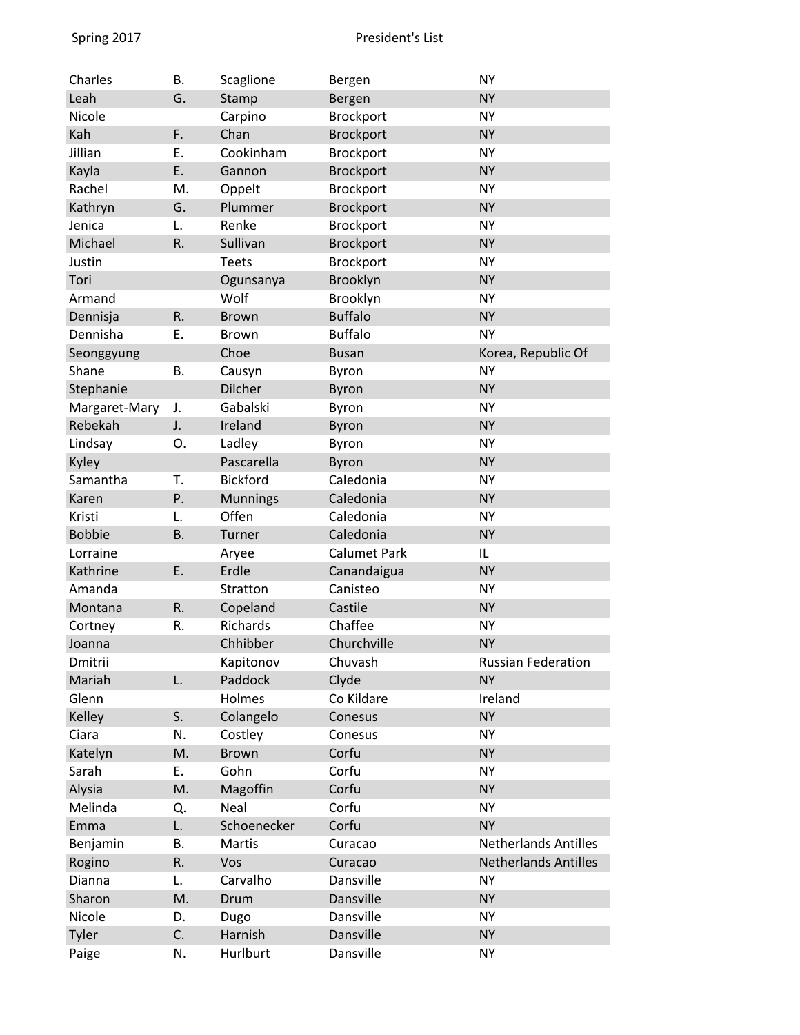| | | | | |
|---|---|---|---|---|
| Charles | B. | Scaglione | Bergen | NY |
| Leah | G. | Stamp | Bergen | NY |
| Nicole | | Carpino | Brockport | NY |
| Kah | F. | Chan | Brockport | NY |
| Jillian | E. | Cookinham | Brockport | NY |
| Kayla | E. | Gannon | Brockport | NY |
| Rachel | M. | Oppelt | Brockport | NY |
| Kathryn | G. | Plummer | Brockport | NY |
| Jenica | L. | Renke | Brockport | NY |
| Michael | R. | Sullivan | Brockport | NY |
| Justin | | Teets | Brockport | NY |
| Tori | | Ogunsanya | Brooklyn | NY |
| Armand | | Wolf | Brooklyn | NY |
| Dennisja | R. | Brown | Buffalo | NY |
| Dennisha | E. | Brown | Buffalo | NY |
| Seonggyung | | Choe | Busan | Korea, Republic Of |
| Shane | B. | Causyn | Byron | NY |
| Stephanie | | Dilcher | Byron | NY |
| Margaret-Mary | J. | Gabalski | Byron | NY |
| Rebekah | J. | Ireland | Byron | NY |
| Lindsay | O. | Ladley | Byron | NY |
| Kyley | | Pascarella | Byron | NY |
| Samantha | T. | Bickford | Caledonia | NY |
| Karen | P. | Munnings | Caledonia | NY |
| Kristi | L. | Offen | Caledonia | NY |
| Bobbie | B. | Turner | Caledonia | NY |
| Lorraine | | Aryee | Calumet Park | IL |
| Kathrine | E. | Erdle | Canandaigua | NY |
| Amanda | | Stratton | Canisteo | NY |
| Montana | R. | Copeland | Castile | NY |
| Cortney | R. | Richards | Chaffee | NY |
| Joanna | | Chhibber | Churchville | NY |
| Dmitrii | | Kapitonov | Chuvash | Russian Federation |
| Mariah | L. | Paddock | Clyde | NY |
| Glenn | | Holmes | Co Kildare | Ireland |
| Kelley | S. | Colangelo | Conesus | NY |
| Ciara | N. | Costley | Conesus | NY |
| Katelyn | M. | Brown | Corfu | NY |
| Sarah | E. | Gohn | Corfu | NY |
| Alysia | M. | Magoffin | Corfu | NY |
| Melinda | Q. | Neal | Corfu | NY |
| Emma | L. | Schoenecker | Corfu | NY |
| Benjamin | B. | Martis | Curacao | Netherlands Antilles |
| Rogino | R. | Vos | Curacao | Netherlands Antilles |
| Dianna | L. | Carvalho | Dansville | NY |
| Sharon | M. | Drum | Dansville | NY |
| Nicole | D. | Dugo | Dansville | NY |
| Tyler | C. | Harnish | Dansville | NY |
| Paige | N. | Hurlburt | Dansville | NY |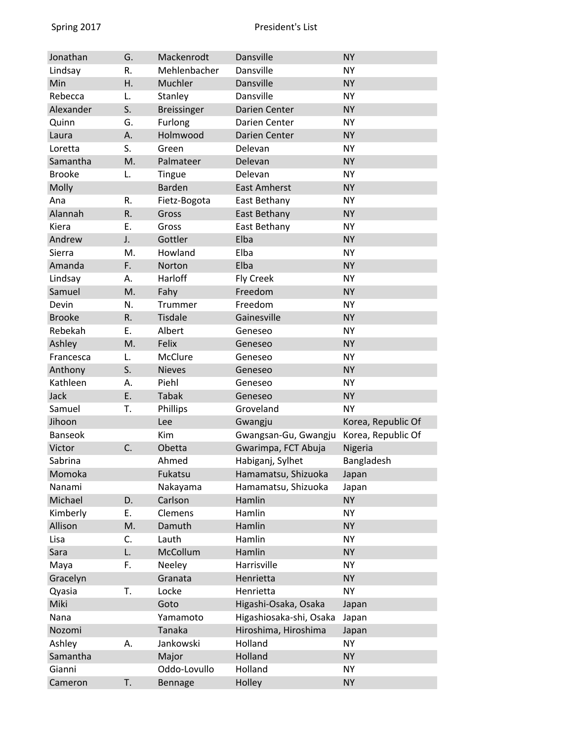| | | | | |
|---|---|---|---|---|
| Jonathan | G. | Mackenrodt | Dansville | NY |
| Lindsay | R. | Mehlenbacher | Dansville | NY |
| Min | H. | Muchler | Dansville | NY |
| Rebecca | L. | Stanley | Dansville | NY |
| Alexander | S. | Breissinger | Darien Center | NY |
| Quinn | G. | Furlong | Darien Center | NY |
| Laura | A. | Holmwood | Darien Center | NY |
| Loretta | S. | Green | Delevan | NY |
| Samantha | M. | Palmateer | Delevan | NY |
| Brooke | L. | Tingue | Delevan | NY |
| Molly | | Barden | East Amherst | NY |
| Ana | R. | Fietz-Bogota | East Bethany | NY |
| Alannah | R. | Gross | East Bethany | NY |
| Kiera | E. | Gross | East Bethany | NY |
| Andrew | J. | Gottler | Elba | NY |
| Sierra | M. | Howland | Elba | NY |
| Amanda | F. | Norton | Elba | NY |
| Lindsay | A. | Harloff | Fly Creek | NY |
| Samuel | M. | Fahy | Freedom | NY |
| Devin | N. | Trummer | Freedom | NY |
| Brooke | R. | Tisdale | Gainesville | NY |
| Rebekah | E. | Albert | Geneseo | NY |
| Ashley | M. | Felix | Geneseo | NY |
| Francesca | L. | McClure | Geneseo | NY |
| Anthony | S. | Nieves | Geneseo | NY |
| Kathleen | A. | Piehl | Geneseo | NY |
| Jack | E. | Tabak | Geneseo | NY |
| Samuel | T. | Phillips | Groveland | NY |
| Jihoon | | Lee | Gwangju | Korea, Republic Of |
| Banseok | | Kim | Gwangsan-Gu, Gwangju | Korea, Republic Of |
| Victor | C. | Obetta | Gwarimpa, FCT Abuja | Nigeria |
| Sabrina | | Ahmed | Habiganj, Sylhet | Bangladesh |
| Momoka | | Fukatsu | Hamamatsu, Shizuoka | Japan |
| Nanami | | Nakayama | Hamamatsu, Shizuoka | Japan |
| Michael | D. | Carlson | Hamlin | NY |
| Kimberly | E. | Clemens | Hamlin | NY |
| Allison | M. | Damuth | Hamlin | NY |
| Lisa | C. | Lauth | Hamlin | NY |
| Sara | L. | McCollum | Hamlin | NY |
| Maya | F. | Neeley | Harrisville | NY |
| Gracelyn | | Granata | Henrietta | NY |
| Qyasia | T. | Locke | Henrietta | NY |
| Miki | | Goto | Higashi-Osaka, Osaka | Japan |
| Nana | | Yamamoto | Higashiosaka-shi, Osaka | Japan |
| Nozomi | | Tanaka | Hiroshima, Hiroshima | Japan |
| Ashley | A. | Jankowski | Holland | NY |
| Samantha | | Major | Holland | NY |
| Gianni | | Oddo-Lovullo | Holland | NY |
| Cameron | T. | Bennage | Holley | NY |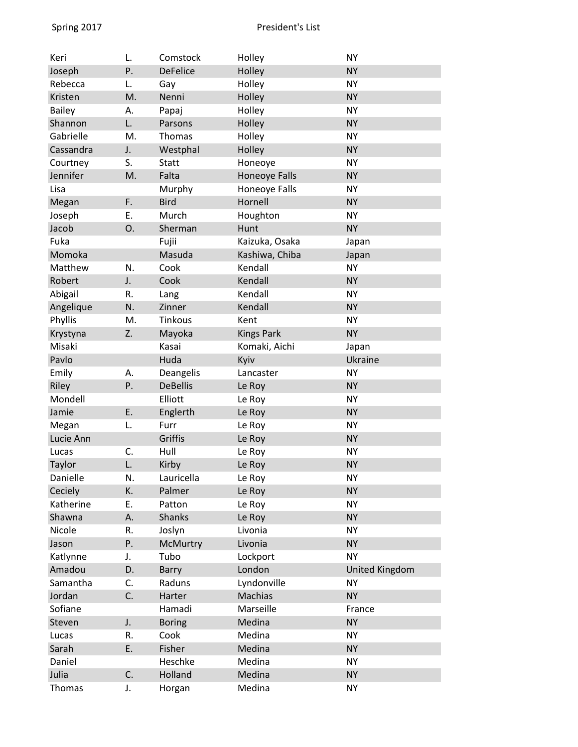| | | | | |
|---|---|---|---|---|
| Keri | L. | Comstock | Holley | NY |
| Joseph | P. | DeFelice | Holley | NY |
| Rebecca | L. | Gay | Holley | NY |
| Kristen | M. | Nenni | Holley | NY |
| Bailey | A. | Papaj | Holley | NY |
| Shannon | L. | Parsons | Holley | NY |
| Gabrielle | M. | Thomas | Holley | NY |
| Cassandra | J. | Westphal | Holley | NY |
| Courtney | S. | Statt | Honeoye | NY |
| Jennifer | M. | Falta | Honeoye Falls | NY |
| Lisa | | Murphy | Honeoye Falls | NY |
| Megan | F. | Bird | Hornell | NY |
| Joseph | E. | Murch | Houghton | NY |
| Jacob | O. | Sherman | Hunt | NY |
| Fuka | | Fujii | Kaizuka, Osaka | Japan |
| Momoka | | Masuda | Kashiwa, Chiba | Japan |
| Matthew | N. | Cook | Kendall | NY |
| Robert | J. | Cook | Kendall | NY |
| Abigail | R. | Lang | Kendall | NY |
| Angelique | N. | Zinner | Kendall | NY |
| Phyllis | M. | Tinkous | Kent | NY |
| Krystyna | Z. | Mayoka | Kings Park | NY |
| Misaki | | Kasai | Komaki, Aichi | Japan |
| Pavlo | | Huda | Kyiv | Ukraine |
| Emily | A. | Deangelis | Lancaster | NY |
| Riley | P. | DeBellis | Le Roy | NY |
| Mondell | | Elliott | Le Roy | NY |
| Jamie | E. | Englerth | Le Roy | NY |
| Megan | L. | Furr | Le Roy | NY |
| Lucie Ann | | Griffis | Le Roy | NY |
| Lucas | C. | Hull | Le Roy | NY |
| Taylor | L. | Kirby | Le Roy | NY |
| Danielle | N. | Lauricella | Le Roy | NY |
| Ceciely | K. | Palmer | Le Roy | NY |
| Katherine | E. | Patton | Le Roy | NY |
| Shawna | A. | Shanks | Le Roy | NY |
| Nicole | R. | Joslyn | Livonia | NY |
| Jason | P. | McMurtry | Livonia | NY |
| Katlynne | J. | Tubo | Lockport | NY |
| Amadou | D. | Barry | London | United Kingdom |
| Samantha | C. | Raduns | Lyndonville | NY |
| Jordan | C. | Harter | Machias | NY |
| Sofiane | | Hamadi | Marseille | France |
| Steven | J. | Boring | Medina | NY |
| Lucas | R. | Cook | Medina | NY |
| Sarah | E. | Fisher | Medina | NY |
| Daniel | | Heschke | Medina | NY |
| Julia | C. | Holland | Medina | NY |
| Thomas | J. | Horgan | Medina | NY |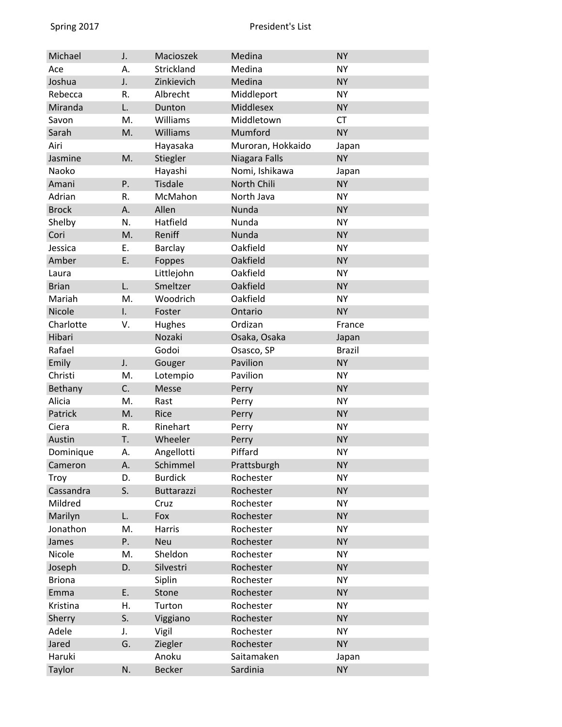| | | | | |
|---|---|---|---|---|
| Michael | J. | Macioszek | Medina | NY |
| Ace | A. | Strickland | Medina | NY |
| Joshua | J. | Zinkievich | Medina | NY |
| Rebecca | R. | Albrecht | Middleport | NY |
| Miranda | L. | Dunton | Middlesex | NY |
| Savon | M. | Williams | Middletown | CT |
| Sarah | M. | Williams | Mumford | NY |
| Airi | | Hayasaka | Muroran, Hokkaido | Japan |
| Jasmine | M. | Stiegler | Niagara Falls | NY |
| Naoko | | Hayashi | Nomi, Ishikawa | Japan |
| Amani | P. | Tisdale | North Chili | NY |
| Adrian | R. | McMahon | North Java | NY |
| Brock | A. | Allen | Nunda | NY |
| Shelby | N. | Hatfield | Nunda | NY |
| Cori | M. | Reniff | Nunda | NY |
| Jessica | E. | Barclay | Oakfield | NY |
| Amber | E. | Foppes | Oakfield | NY |
| Laura | | Littlejohn | Oakfield | NY |
| Brian | L. | Smeltzer | Oakfield | NY |
| Mariah | M. | Woodrich | Oakfield | NY |
| Nicole | I. | Foster | Ontario | NY |
| Charlotte | V. | Hughes | Ordizan | France |
| Hibari | | Nozaki | Osaka, Osaka | Japan |
| Rafael | | Godoi | Osasco, SP | Brazil |
| Emily | J. | Gouger | Pavilion | NY |
| Christi | M. | Lotempio | Pavilion | NY |
| Bethany | C. | Messe | Perry | NY |
| Alicia | M. | Rast | Perry | NY |
| Patrick | M. | Rice | Perry | NY |
| Ciera | R. | Rinehart | Perry | NY |
| Austin | T. | Wheeler | Perry | NY |
| Dominique | A. | Angellotti | Piffard | NY |
| Cameron | A. | Schimmel | Prattsburgh | NY |
| Troy | D. | Burdick | Rochester | NY |
| Cassandra | S. | Buttarazzi | Rochester | NY |
| Mildred | | Cruz | Rochester | NY |
| Marilyn | L. | Fox | Rochester | NY |
| Jonathon | M. | Harris | Rochester | NY |
| James | P. | Neu | Rochester | NY |
| Nicole | M. | Sheldon | Rochester | NY |
| Joseph | D. | Silvestri | Rochester | NY |
| Briona | | Siplin | Rochester | NY |
| Emma | E. | Stone | Rochester | NY |
| Kristina | H. | Turton | Rochester | NY |
| Sherry | S. | Viggiano | Rochester | NY |
| Adele | J. | Vigil | Rochester | NY |
| Jared | G. | Ziegler | Rochester | NY |
| Haruki | | Anoku | Saitamaken | Japan |
| Taylor | N. | Becker | Sardinia | NY |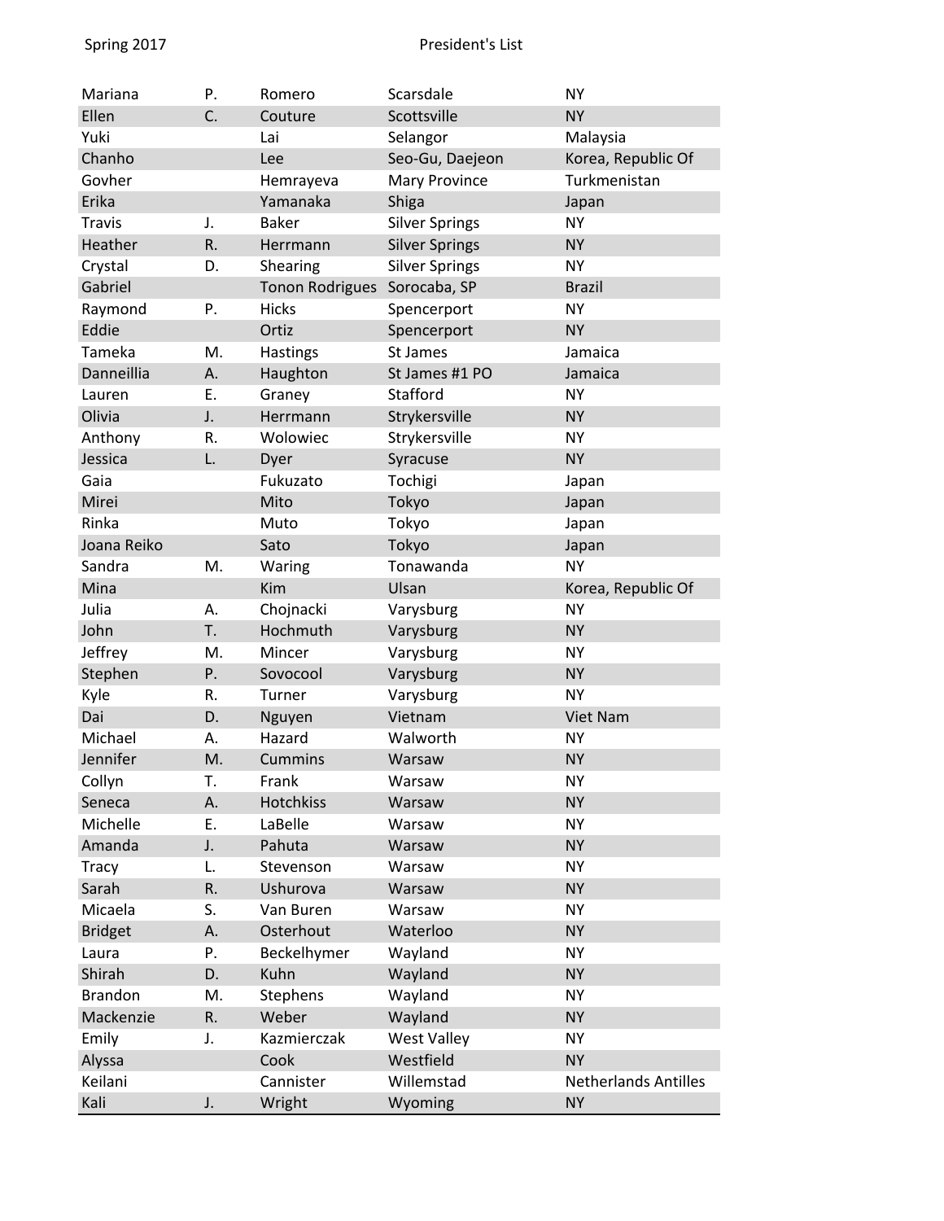| | | | | |
|---|---|---|---|---|
| Mariana | P. | Romero | Scarsdale | NY |
| Ellen | C. | Couture | Scottsville | NY |
| Yuki | | Lai | Selangor | Malaysia |
| Chanho | | Lee | Seo-Gu, Daejeon | Korea, Republic Of |
| Govher | | Hemrayeva | Mary Province | Turkmenistan |
| Erika | | Yamanaka | Shiga | Japan |
| Travis | J. | Baker | Silver Springs | NY |
| Heather | R. | Herrmann | Silver Springs | NY |
| Crystal | D. | Shearing | Silver Springs | NY |
| Gabriel | | Tonon Rodrigues | Sorocaba, SP | Brazil |
| Raymond | P. | Hicks | Spencerport | NY |
| Eddie | | Ortiz | Spencerport | NY |
| Tameka | M. | Hastings | St James | Jamaica |
| Danneillia | A. | Haughton | St James #1 PO | Jamaica |
| Lauren | E. | Graney | Stafford | NY |
| Olivia | J. | Herrmann | Strykersville | NY |
| Anthony | R. | Wolowiec | Strykersville | NY |
| Jessica | L. | Dyer | Syracuse | NY |
| Gaia | | Fukuzato | Tochigi | Japan |
| Mirei | | Mito | Tokyo | Japan |
| Rinka | | Muto | Tokyo | Japan |
| Joana Reiko | | Sato | Tokyo | Japan |
| Sandra | M. | Waring | Tonawanda | NY |
| Mina | | Kim | Ulsan | Korea, Republic Of |
| Julia | A. | Chojnacki | Varysburg | NY |
| John | T. | Hochmuth | Varysburg | NY |
| Jeffrey | M. | Mincer | Varysburg | NY |
| Stephen | P. | Sovocool | Varysburg | NY |
| Kyle | R. | Turner | Varysburg | NY |
| Dai | D. | Nguyen | Vietnam | Viet Nam |
| Michael | A. | Hazard | Walworth | NY |
| Jennifer | M. | Cummins | Warsaw | NY |
| Collyn | T. | Frank | Warsaw | NY |
| Seneca | A. | Hotchkiss | Warsaw | NY |
| Michelle | E. | LaBelle | Warsaw | NY |
| Amanda | J. | Pahuta | Warsaw | NY |
| Tracy | L. | Stevenson | Warsaw | NY |
| Sarah | R. | Ushurova | Warsaw | NY |
| Micaela | S. | Van Buren | Warsaw | NY |
| Bridget | A. | Osterhout | Waterloo | NY |
| Laura | P. | Beckelhymer | Wayland | NY |
| Shirah | D. | Kuhn | Wayland | NY |
| Brandon | M. | Stephens | Wayland | NY |
| Mackenzie | R. | Weber | Wayland | NY |
| Emily | J. | Kazmierczak | West Valley | NY |
| Alyssa | | Cook | Westfield | NY |
| Keilani | | Cannister | Willemstad | Netherlands Antilles |
| Kali | J. | Wright | Wyoming | NY |